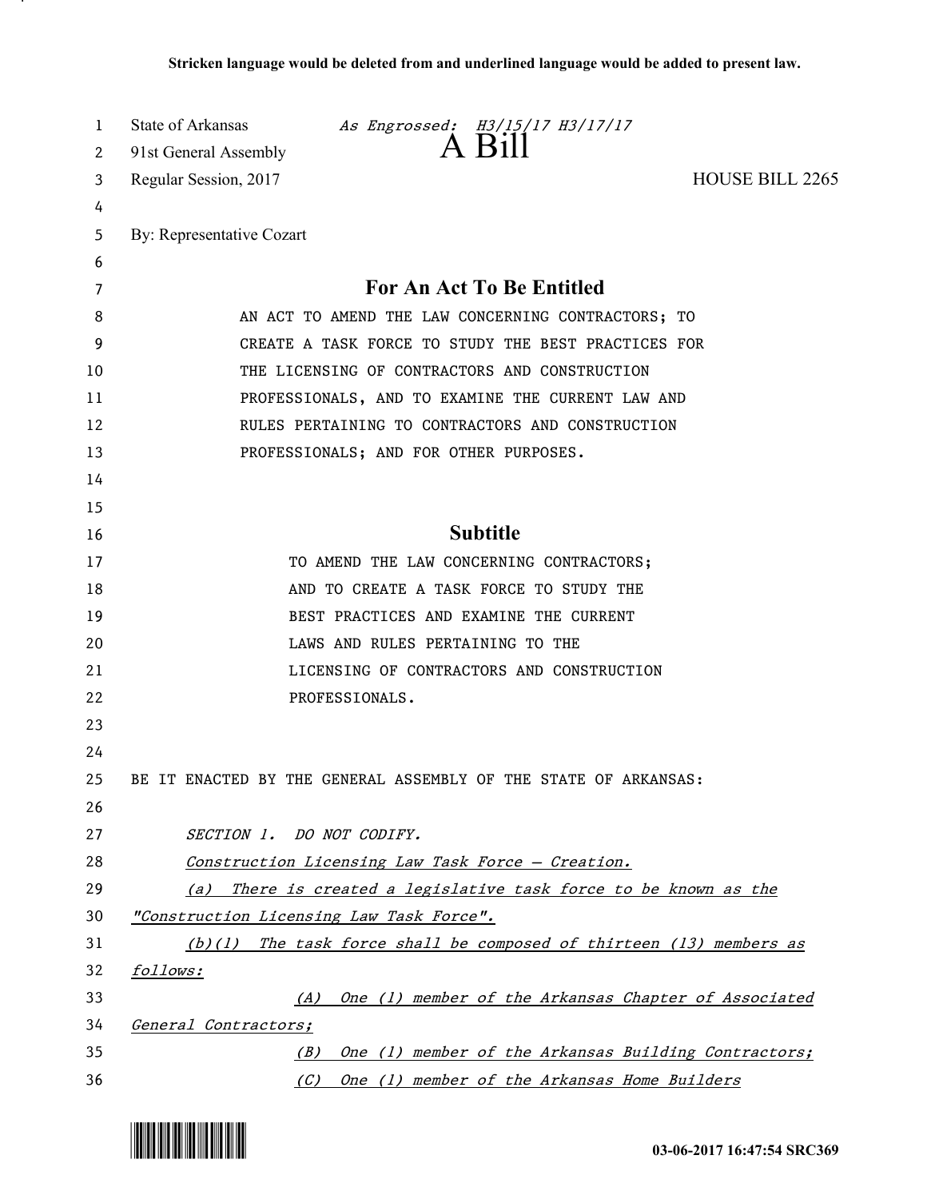**Stricken language would be deleted from and underlined language would be added to present law.**

State of Arkansas *As Engrossed: H3/15/17 H3/17/17*

91st General Assembly

# A Bill

Regular Session, 2017 HOUSE BILL 2265

By: Representative Cozart

## For An Act To Be Entitled

AN ACT TO AMEND THE LAW CONCERNING CONTRACTORS; TO CREATE A TASK FORCE TO STUDY THE BEST PRACTICES FOR THE LICENSING OF CONTRACTORS AND CONSTRUCTION PROFESSIONALS, AND TO EXAMINE THE CURRENT LAW AND RULES PERTAINING TO CONTRACTORS AND CONSTRUCTION PROFESSIONALS; AND FOR OTHER PURPOSES.

## Subtitle

TO AMEND THE LAW CONCERNING CONTRACTORS; AND TO CREATE A TASK FORCE TO STUDY THE BEST PRACTICES AND EXAMINE THE CURRENT LAWS AND RULES PERTAINING TO THE LICENSING OF CONTRACTORS AND CONSTRUCTION PROFESSIONALS.

BE IT ENACTED BY THE GENERAL ASSEMBLY OF THE STATE OF ARKANSAS:

*SECTION 1. DO NOT CODIFY.*

*Construction Licensing Law Task Force — Creation.*

*(a) There is created a legislative task force to be known as the "Construction Licensing Law Task Force".*

*(b)(1) The task force shall be composed of thirteen (13) members as follows:*

*(A) One (1) member of the Arkansas Chapter of Associated General Contractors;*

*(B) One (1) member of the Arkansas Building Contractors;*

*(C) One (1) member of the Arkansas Home Builders*

03-06-2017 16:47:54 SRC369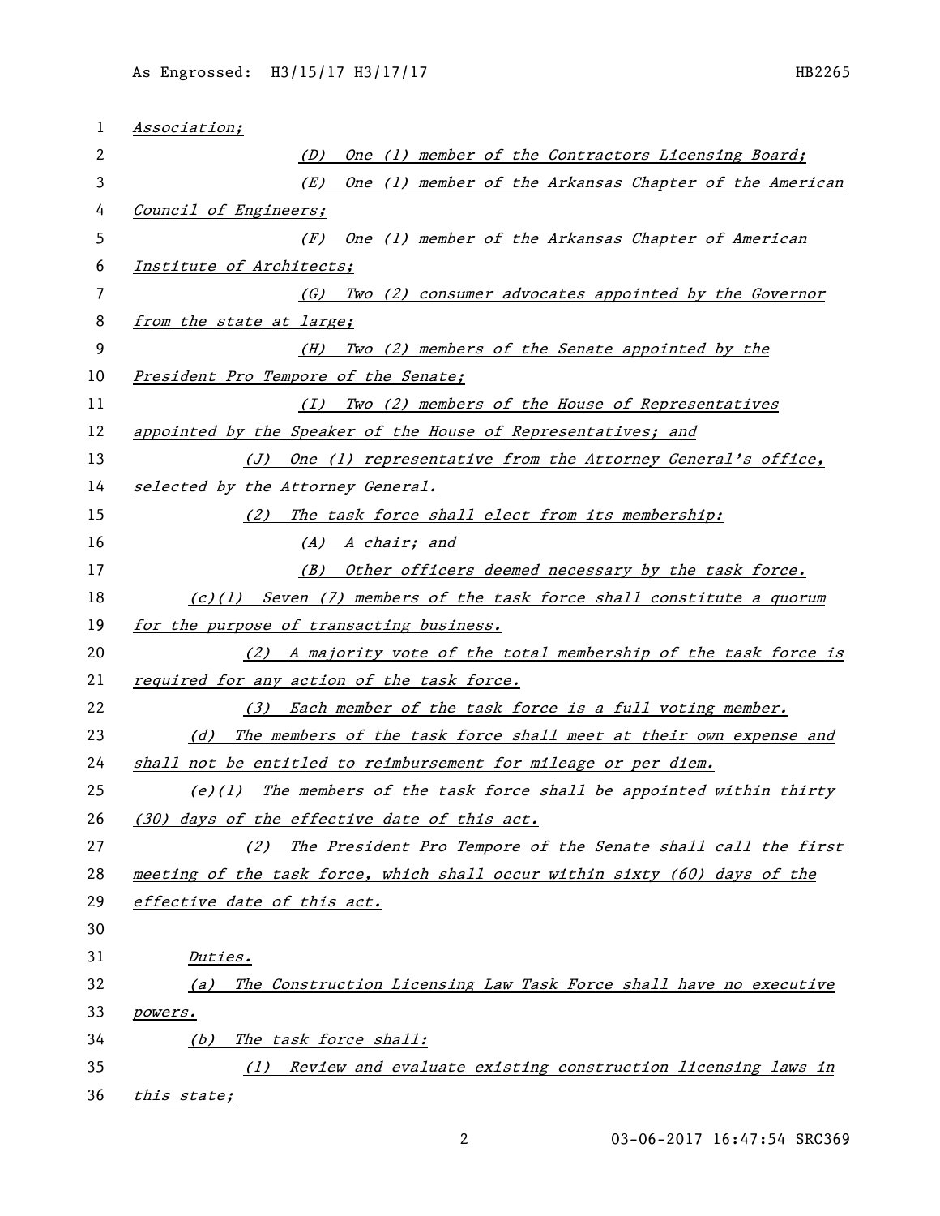*Association;*

*(D) One (1) member of the Contractors Licensing Board;*

*(E) One (1) member of the Arkansas Chapter of the American Council of Engineers;*

*(F) One (1) member of the Arkansas Chapter of American Institute of Architects;*

*(G) Two (2) consumer advocates appointed by the Governor from the state at large;*

*(H) Two (2) members of the Senate appointed by the President Pro Tempore of the Senate;*

*(I) Two (2) members of the House of Representatives appointed by the Speaker of the House of Representatives; and*

*(J) One (1) representative from the Attorney General's office, selected by the Attorney General.*

*(2) The task force shall elect from its membership:*

*(A) A chair; and*

*(B) Other officers deemed necessary by the task force.*

*(c)(1) Seven (7) members of the task force shall constitute a quorum for the purpose of transacting business.*

*(2) A majority vote of the total membership of the task force is required for any action of the task force.*

*(3) Each member of the task force is a full voting member.*

*(d) The members of the task force shall meet at their own expense and shall not be entitled to reimbursement for mileage or per diem.*

*(e)(1) The members of the task force shall be appointed within thirty (30) days of the effective date of this act.*

*(2) The President Pro Tempore of the Senate shall call the first meeting of the task force, which shall occur within sixty (60) days of the effective date of this act.*

*Duties.*

*(a) The Construction Licensing Law Task Force shall have no executive powers.*

*(b) The task force shall:*

*(1) Review and evaluate existing construction licensing laws in this state;*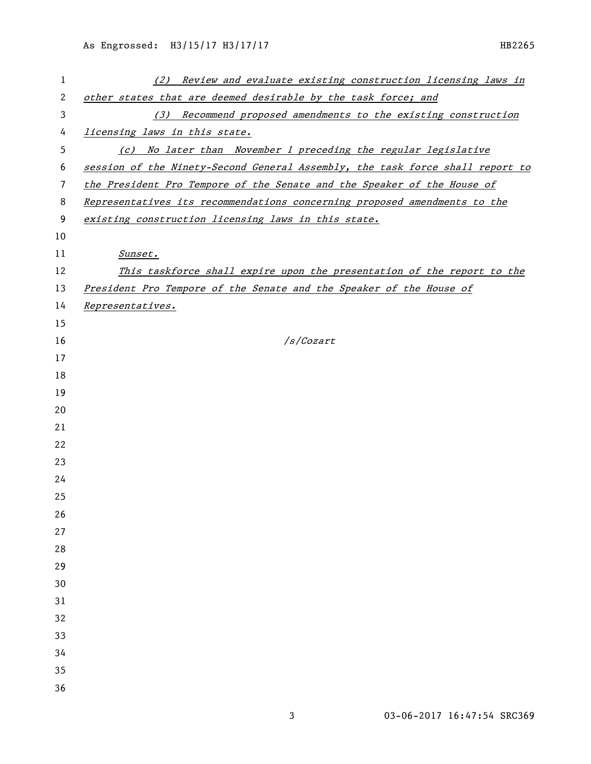*(2) Review and evaluate existing construction licensing laws in other states that are deemed desirable by the task force; and*

*(3) Recommend proposed amendments to the existing construction licensing laws in this state.*

*(c) No later than November 1 preceding the regular legislative session of the Ninety-Second General Assembly, the task force shall report to the President Pro Tempore of the Senate and the Speaker of the House of Representatives its recommendations concerning proposed amendments to the existing construction licensing laws in this state.*

*Sunset.*

*This taskforce shall expire upon the presentation of the report to the President Pro Tempore of the Senate and the Speaker of the House of Representatives.*

*/s/Cozart*